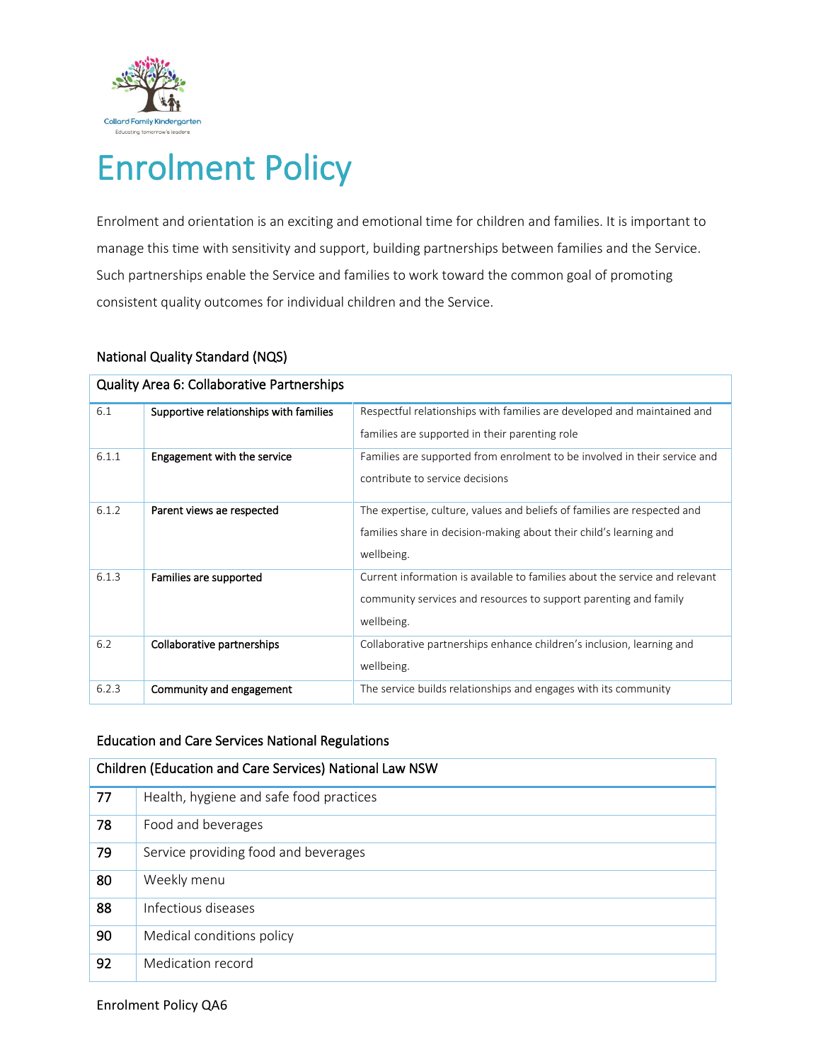# Enrolment Policy

Enrolment and orientation is an exciting and emotional time for children and families. It is important to manage this time with sensitivity and support, building partnerships between families and the Service. Such partnerships enable the Service and families to work toward the common goal of promoting consistent quality outcomes for individual children and the Service.

## National Quality Standard (NQS)

| Quality Area 6: Collaborative Partnerships | | |
|---|---|---|
| 6.1 | **Supportive relationships with families** | Respectful relationships with families are developed and maintained and families are supported in their parenting role |
| 6.1.1 | **Engagement with the service** | Families are supported from enrolment to be involved in their service and contribute to service decisions |
| 6.1.2 | **Parent views ae respected** | The expertise, culture, values and beliefs of families are respected and families share in decision-making about their child's learning and wellbeing. |
| 6.1.3 | **Families are supported** | Current information is available to families about the service and relevant community services and resources to support parenting and family wellbeing. |
| 6.2 | **Collaborative partnerships** | Collaborative partnerships enhance children's inclusion, learning and wellbeing. |
| 6.2.3 | **Community and engagement** | The service builds relationships and engages with its community |

## Education and Care Services National Regulations

| Children (Education and Care Services) National Law NSW | |
|---|---|
| **77** | Health, hygiene and safe food practices |
| **78** | Food and beverages |
| **79** | Service providing food and beverages |
| **80** | Weekly menu |
| **88** | Infectious diseases |
| **90** | Medical conditions policy |
| **92** | Medication record |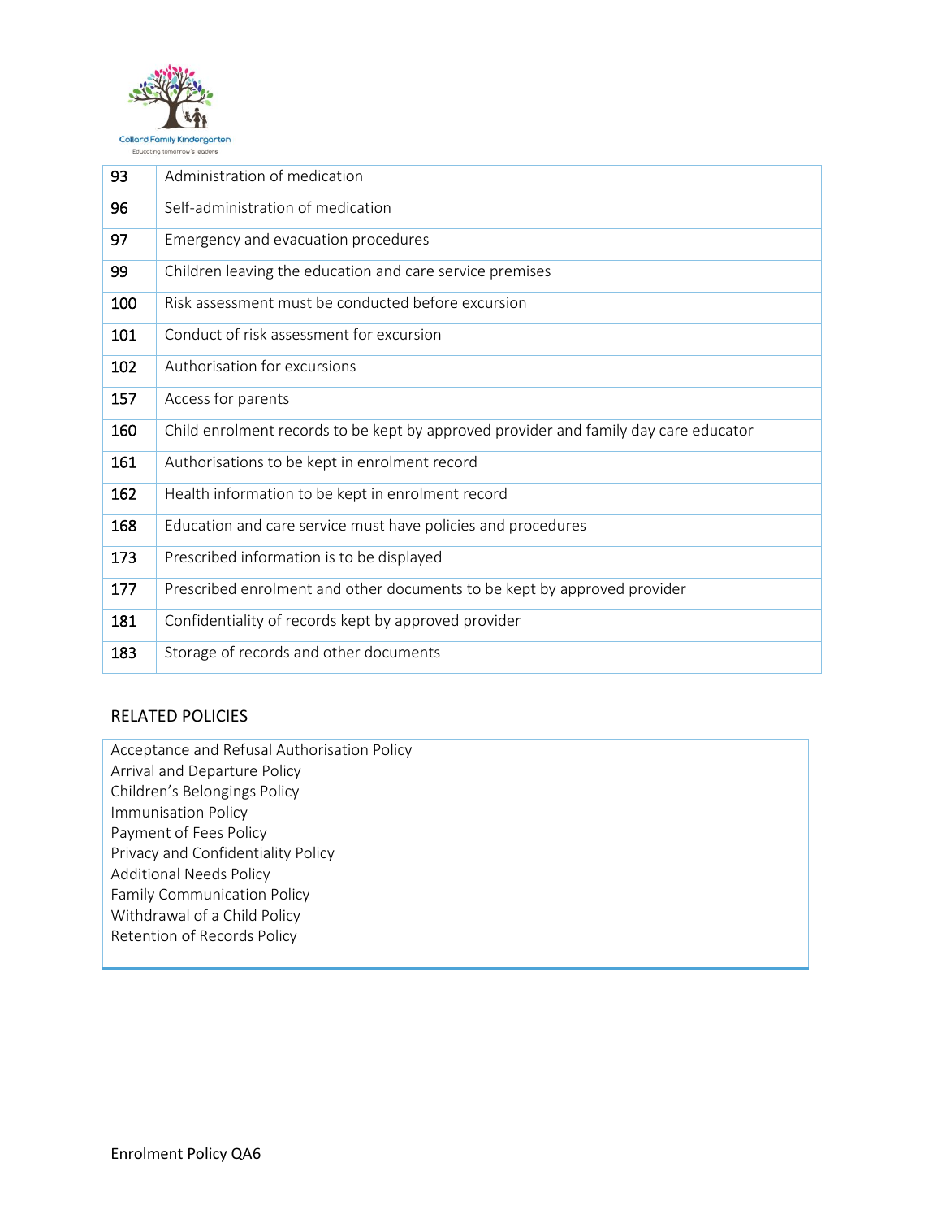| | |
|---|---|
| 93 | Administration of medication |
| 96 | Self-administration of medication |
| 97 | Emergency and evacuation procedures |
| 99 | Children leaving the education and care service premises |
| 100 | Risk assessment must be conducted before excursion |
| 101 | Conduct of risk assessment for excursion |
| 102 | Authorisation for excursions |
| 157 | Access for parents |
| 160 | Child enrolment records to be kept by approved provider and family day care educator |
| 161 | Authorisations to be kept in enrolment record |
| 162 | Health information to be kept in enrolment record |
| 168 | Education and care service must have policies and procedures |
| 173 | Prescribed information is to be displayed |
| 177 | Prescribed enrolment and other documents to be kept by approved provider |
| 181 | Confidentiality of records kept by approved provider |
| 183 | Storage of records and other documents |

## RELATED POLICIES

Acceptance and Refusal Authorisation Policy
Arrival and Departure Policy
Children's Belongings Policy
Immunisation Policy
Payment of Fees Policy
Privacy and Confidentiality Policy
Additional Needs Policy
Family Communication Policy
Withdrawal of a Child Policy
Retention of Records Policy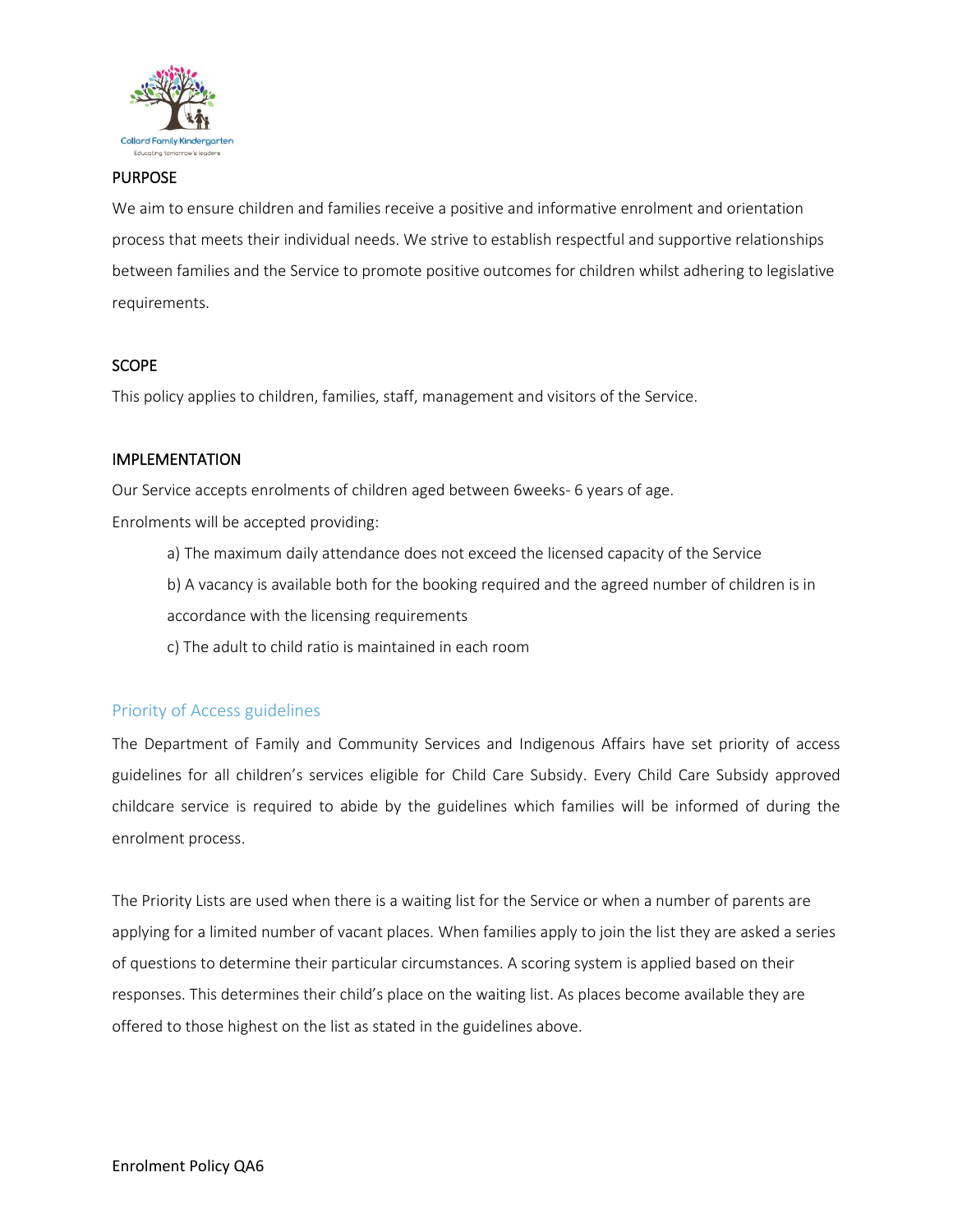## PURPOSE

We aim to ensure children and families receive a positive and informative enrolment and orientation process that meets their individual needs. We strive to establish respectful and supportive relationships between families and the Service to promote positive outcomes for children whilst adhering to legislative requirements.

## SCOPE

This policy applies to children, families, staff, management and visitors of the Service.

## IMPLEMENTATION

Our Service accepts enrolments of children aged between 6weeks- 6 years of age.

Enrolments will be accepted providing:

a) The maximum daily attendance does not exceed the licensed capacity of the Service

b) A vacancy is available both for the booking required and the agreed number of children is in accordance with the licensing requirements

c) The adult to child ratio is maintained in each room

### Priority of Access guidelines

The Department of Family and Community Services and Indigenous Affairs have set priority of access guidelines for all children's services eligible for Child Care Subsidy. Every Child Care Subsidy approved childcare service is required to abide by the guidelines which families will be informed of during the enrolment process.

The Priority Lists are used when there is a waiting list for the Service or when a number of parents are applying for a limited number of vacant places. When families apply to join the list they are asked a series of questions to determine their particular circumstances. A scoring system is applied based on their responses. This determines their child's place on the waiting list. As places become available they are offered to those highest on the list as stated in the guidelines above.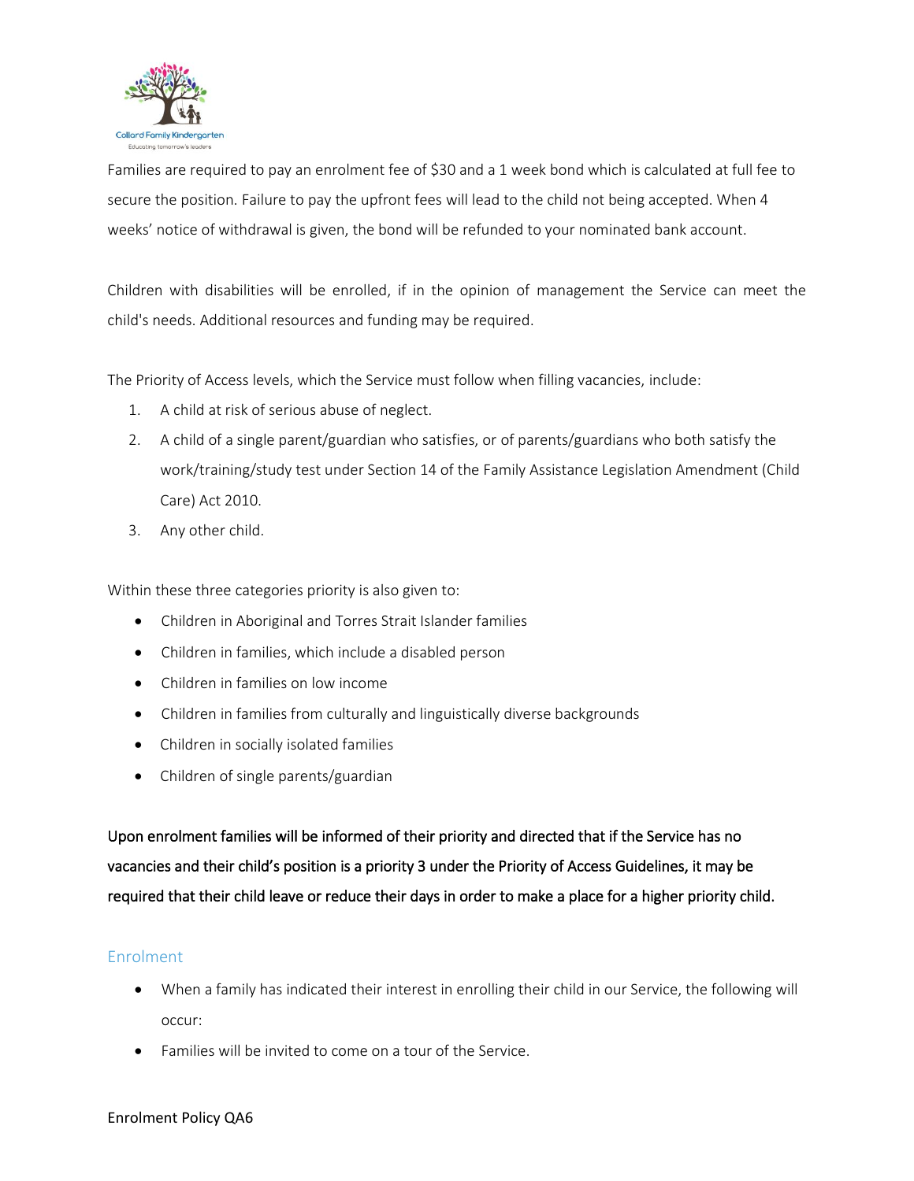Families are required to pay an enrolment fee of $30 and a 1 week bond which is calculated at full fee to secure the position. Failure to pay the upfront fees will lead to the child not being accepted. When 4 weeks' notice of withdrawal is given, the bond will be refunded to your nominated bank account.

Children with disabilities will be enrolled, if in the opinion of management the Service can meet the child's needs. Additional resources and funding may be required.

The Priority of Access levels, which the Service must follow when filling vacancies, include:

1. A child at risk of serious abuse of neglect.
2. A child of a single parent/guardian who satisfies, or of parents/guardians who both satisfy the work/training/study test under Section 14 of the Family Assistance Legislation Amendment (Child Care) Act 2010.
3. Any other child.

Within these three categories priority is also given to:

- Children in Aboriginal and Torres Strait Islander families
- Children in families, which include a disabled person
- Children in families on low income
- Children in families from culturally and linguistically diverse backgrounds
- Children in socially isolated families
- Children of single parents/guardian

**Upon enrolment families will be informed of their priority and directed that if the Service has no vacancies and their child's position is a priority 3 under the Priority of Access Guidelines, it may be required that their child leave or reduce their days in order to make a place for a higher priority child.**

## Enrolment

- When a family has indicated their interest in enrolling their child in our Service, the following will occur:
- Families will be invited to come on a tour of the Service.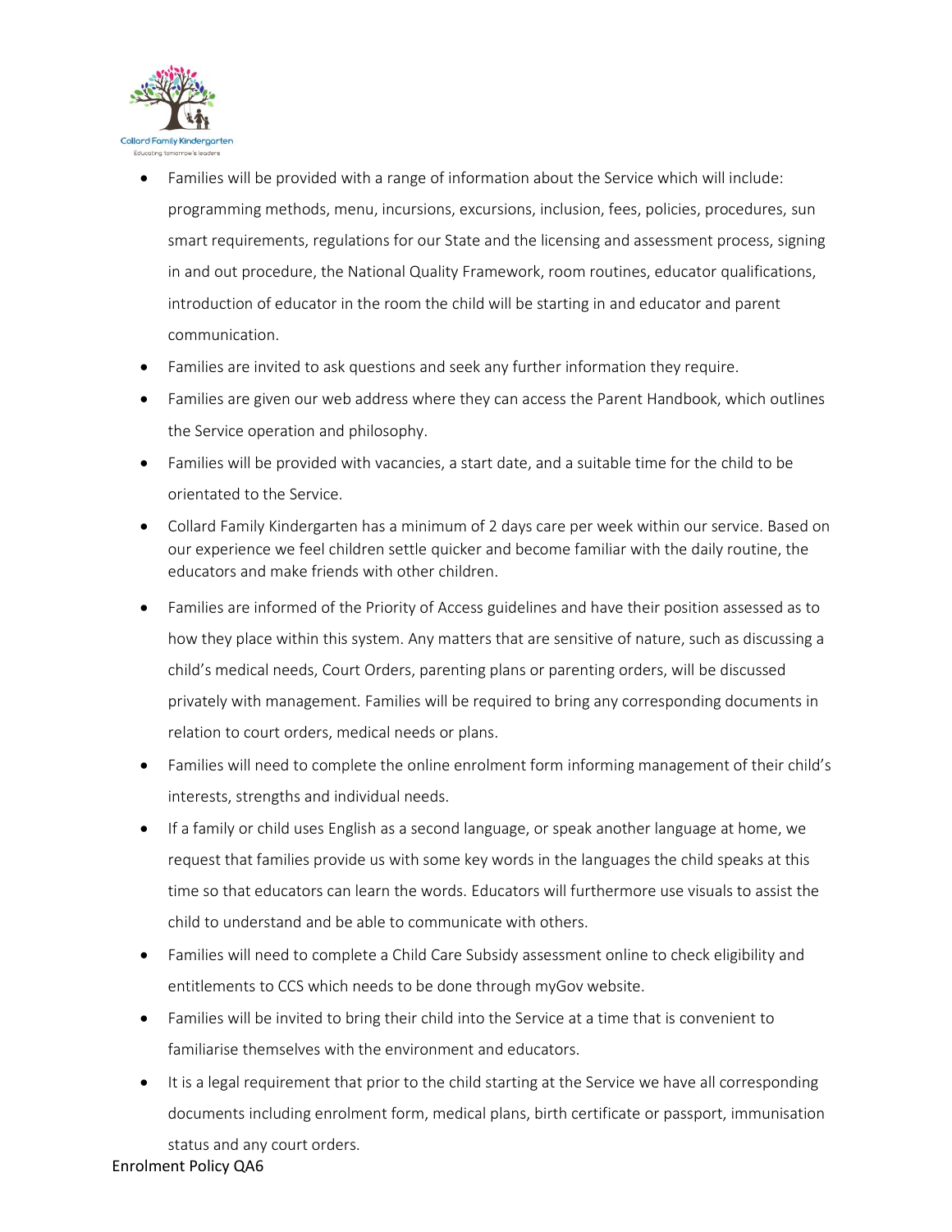- Families will be provided with a range of information about the Service which will include: programming methods, menu, incursions, excursions, inclusion, fees, policies, procedures, sun smart requirements, regulations for our State and the licensing and assessment process, signing in and out procedure, the National Quality Framework, room routines, educator qualifications, introduction of educator in the room the child will be starting in and educator and parent communication.
- Families are invited to ask questions and seek any further information they require.
- Families are given our web address where they can access the Parent Handbook, which outlines the Service operation and philosophy.
- Families will be provided with vacancies, a start date, and a suitable time for the child to be orientated to the Service.
- Collard Family Kindergarten has a minimum of 2 days care per week within our service. Based on our experience we feel children settle quicker and become familiar with the daily routine, the educators and make friends with other children.
- Families are informed of the Priority of Access guidelines and have their position assessed as to how they place within this system. Any matters that are sensitive of nature, such as discussing a child's medical needs, Court Orders, parenting plans or parenting orders, will be discussed privately with management. Families will be required to bring any corresponding documents in relation to court orders, medical needs or plans.
- Families will need to complete the online enrolment form informing management of their child's interests, strengths and individual needs.
- If a family or child uses English as a second language, or speak another language at home, we request that families provide us with some key words in the languages the child speaks at this time so that educators can learn the words. Educators will furthermore use visuals to assist the child to understand and be able to communicate with others.
- Families will need to complete a Child Care Subsidy assessment online to check eligibility and entitlements to CCS which needs to be done through myGov website.
- Families will be invited to bring their child into the Service at a time that is convenient to familiarise themselves with the environment and educators.
- It is a legal requirement that prior to the child starting at the Service we have all corresponding documents including enrolment form, medical plans, birth certificate or passport, immunisation status and any court orders.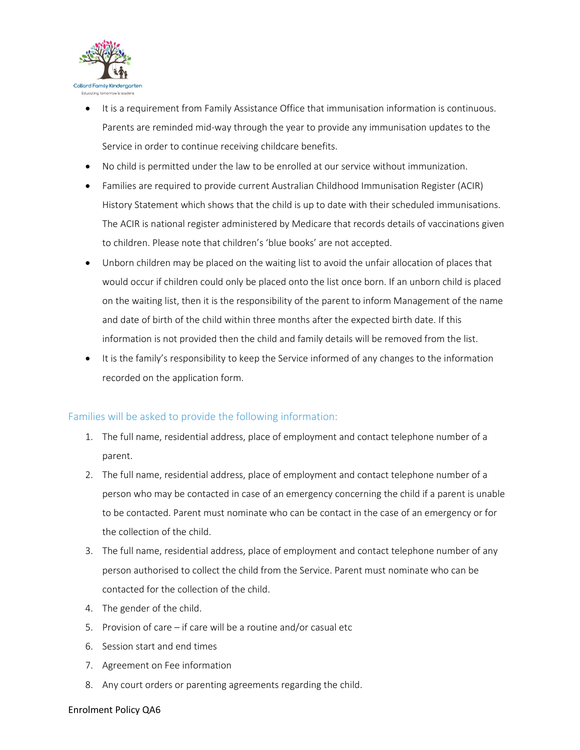- It is a requirement from Family Assistance Office that immunisation information is continuous. Parents are reminded mid-way through the year to provide any immunisation updates to the Service in order to continue receiving childcare benefits.
- No child is permitted under the law to be enrolled at our service without immunization.
- Families are required to provide current Australian Childhood Immunisation Register (ACIR) History Statement which shows that the child is up to date with their scheduled immunisations. The ACIR is national register administered by Medicare that records details of vaccinations given to children. Please note that children's 'blue books' are not accepted.
- Unborn children may be placed on the waiting list to avoid the unfair allocation of places that would occur if children could only be placed onto the list once born. If an unborn child is placed on the waiting list, then it is the responsibility of the parent to inform Management of the name and date of birth of the child within three months after the expected birth date. If this information is not provided then the child and family details will be removed from the list.
- It is the family's responsibility to keep the Service informed of any changes to the information recorded on the application form.

## Families will be asked to provide the following information:

1. The full name, residential address, place of employment and contact telephone number of a parent.
2. The full name, residential address, place of employment and contact telephone number of a person who may be contacted in case of an emergency concerning the child if a parent is unable to be contacted. Parent must nominate who can be contact in the case of an emergency or for the collection of the child.
3. The full name, residential address, place of employment and contact telephone number of any person authorised to collect the child from the Service. Parent must nominate who can be contacted for the collection of the child.
4. The gender of the child.
5. Provision of care – if care will be a routine and/or casual etc
6. Session start and end times
7. Agreement on Fee information
8. Any court orders or parenting agreements regarding the child.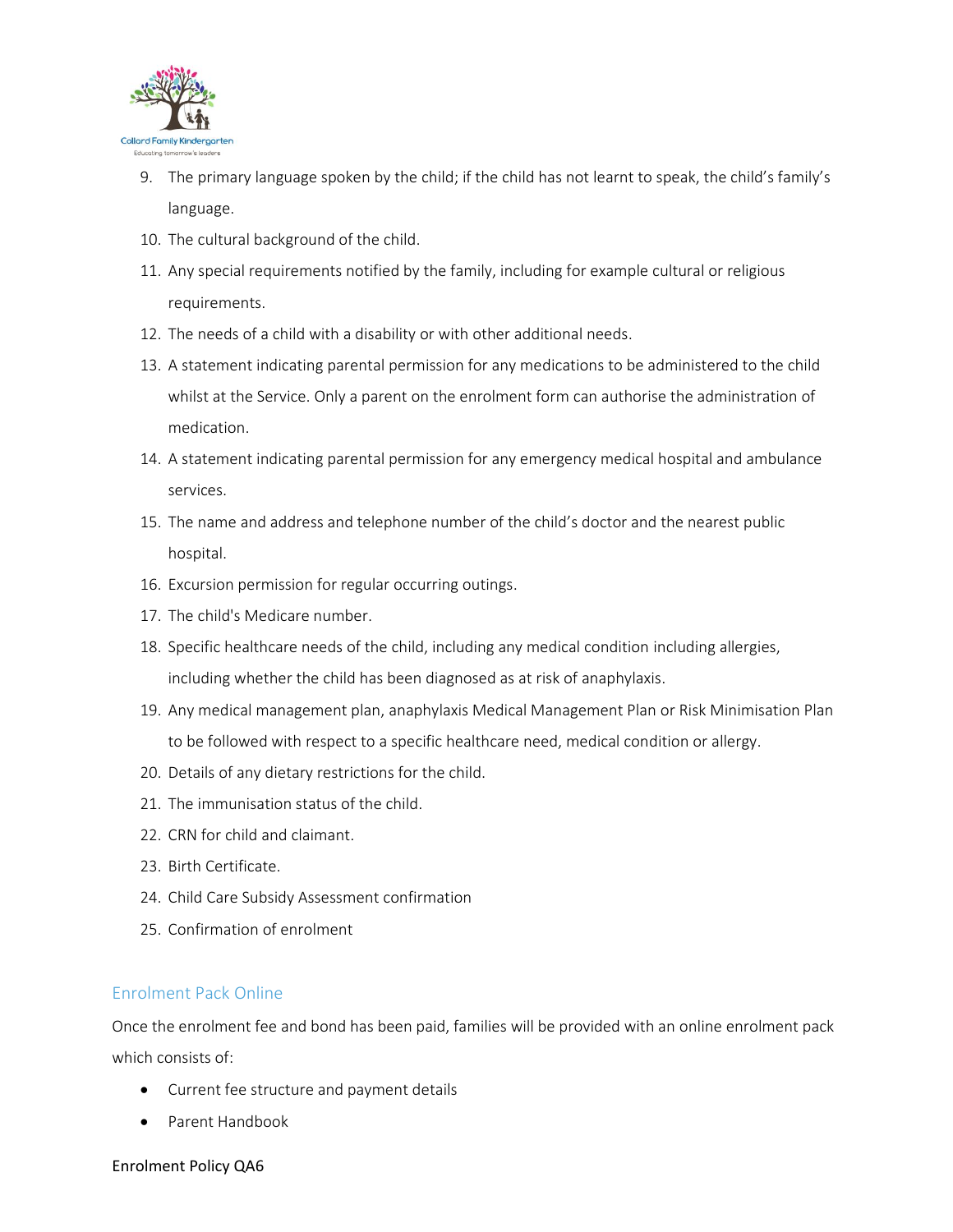9. The primary language spoken by the child; if the child has not learnt to speak, the child's family's language.
10. The cultural background of the child.
11. Any special requirements notified by the family, including for example cultural or religious requirements.
12. The needs of a child with a disability or with other additional needs.
13. A statement indicating parental permission for any medications to be administered to the child whilst at the Service. Only a parent on the enrolment form can authorise the administration of medication.
14. A statement indicating parental permission for any emergency medical hospital and ambulance services.
15. The name and address and telephone number of the child's doctor and the nearest public hospital.
16. Excursion permission for regular occurring outings.
17. The child's Medicare number.
18. Specific healthcare needs of the child, including any medical condition including allergies, including whether the child has been diagnosed as at risk of anaphylaxis.
19. Any medical management plan, anaphylaxis Medical Management Plan or Risk Minimisation Plan to be followed with respect to a specific healthcare need, medical condition or allergy.
20. Details of any dietary restrictions for the child.
21. The immunisation status of the child.
22. CRN for child and claimant.
23. Birth Certificate.
24. Child Care Subsidy Assessment confirmation
25. Confirmation of enrolment

## Enrolment Pack Online

Once the enrolment fee and bond has been paid, families will be provided with an online enrolment pack which consists of:

- Current fee structure and payment details
- Parent Handbook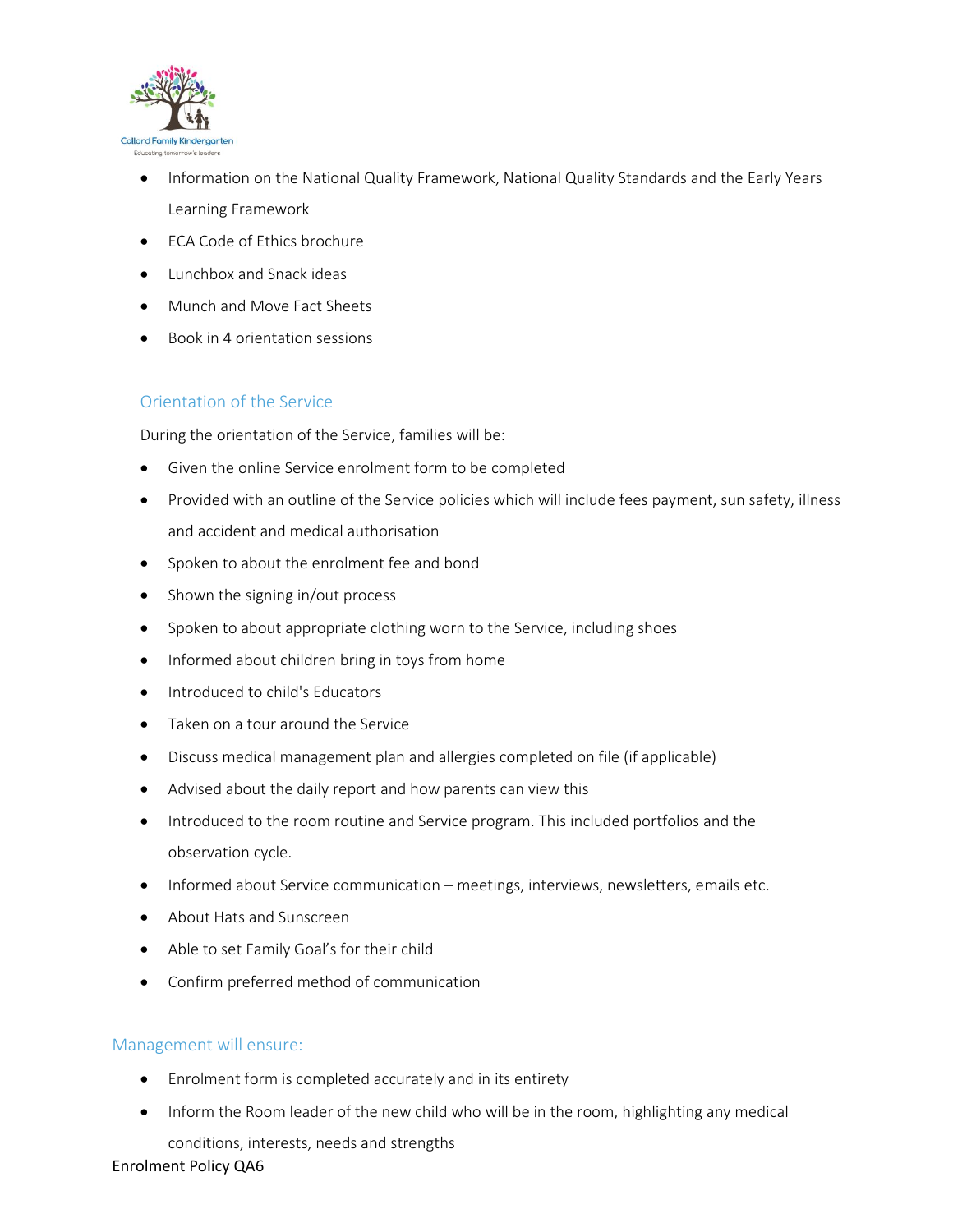- Information on the National Quality Framework, National Quality Standards and the Early Years Learning Framework
- ECA Code of Ethics brochure
- Lunchbox and Snack ideas
- Munch and Move Fact Sheets
- Book in 4 orientation sessions

## Orientation of the Service

During the orientation of the Service, families will be:

- Given the online Service enrolment form to be completed
- Provided with an outline of the Service policies which will include fees payment, sun safety, illness and accident and medical authorisation
- Spoken to about the enrolment fee and bond
- Shown the signing in/out process
- Spoken to about appropriate clothing worn to the Service, including shoes
- Informed about children bring in toys from home
- Introduced to child's Educators
- Taken on a tour around the Service
- Discuss medical management plan and allergies completed on file (if applicable)
- Advised about the daily report and how parents can view this
- Introduced to the room routine and Service program. This included portfolios and the observation cycle.
- Informed about Service communication – meetings, interviews, newsletters, emails etc.
- About Hats and Sunscreen
- Able to set Family Goal's for their child
- Confirm preferred method of communication

## Management will ensure:

- Enrolment form is completed accurately and in its entirety
- Inform the Room leader of the new child who will be in the room, highlighting any medical conditions, interests, needs and strengths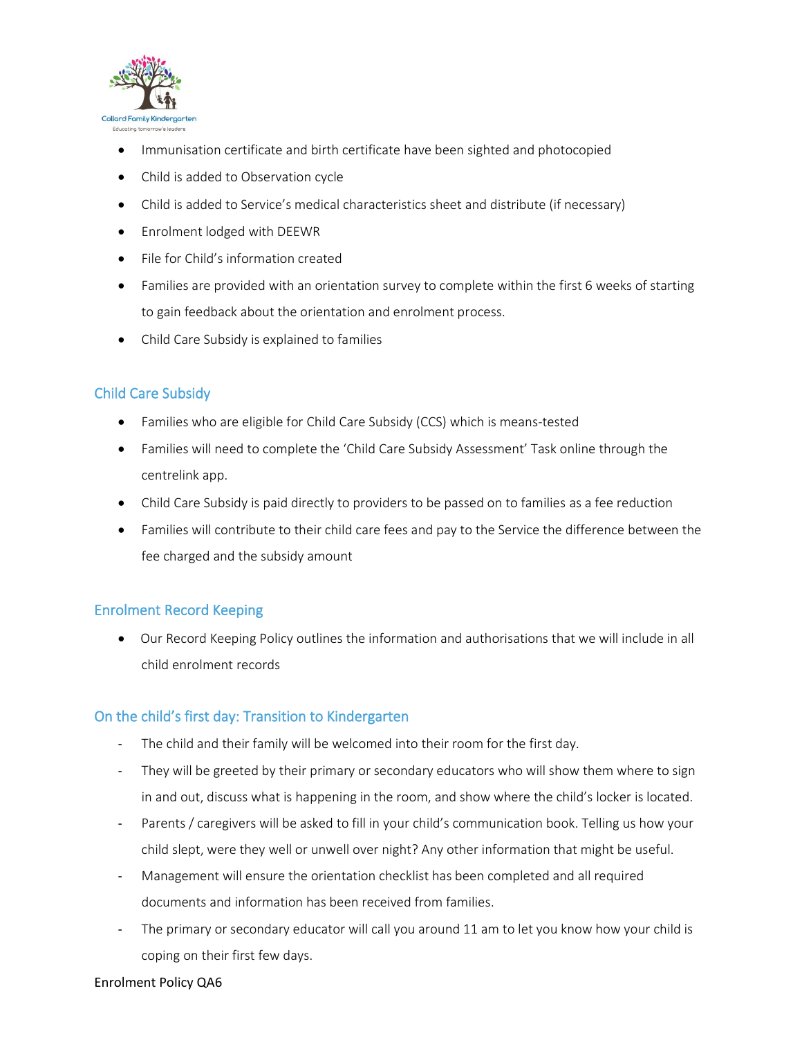- Immunisation certificate and birth certificate have been sighted and photocopied
- Child is added to Observation cycle
- Child is added to Service's medical characteristics sheet and distribute (if necessary)
- Enrolment lodged with DEEWR
- File for Child's information created
- Families are provided with an orientation survey to complete within the first 6 weeks of starting to gain feedback about the orientation and enrolment process.
- Child Care Subsidy is explained to families

## Child Care Subsidy

- Families who are eligible for Child Care Subsidy (CCS) which is means-tested
- Families will need to complete the 'Child Care Subsidy Assessment' Task online through the centrelink app.
- Child Care Subsidy is paid directly to providers to be passed on to families as a fee reduction
- Families will contribute to their child care fees and pay to the Service the difference between the fee charged and the subsidy amount

## Enrolment Record Keeping

- Our Record Keeping Policy outlines the information and authorisations that we will include in all child enrolment records

## On the child's first day: Transition to Kindergarten

- The child and their family will be welcomed into their room for the first day.
- They will be greeted by their primary or secondary educators who will show them where to sign in and out, discuss what is happening in the room, and show where the child's locker is located.
- Parents / caregivers will be asked to fill in your child's communication book. Telling us how your child slept, were they well or unwell over night? Any other information that might be useful.
- Management will ensure the orientation checklist has been completed and all required documents and information has been received from families.
- The primary or secondary educator will call you around 11 am to let you know how your child is coping on their first few days.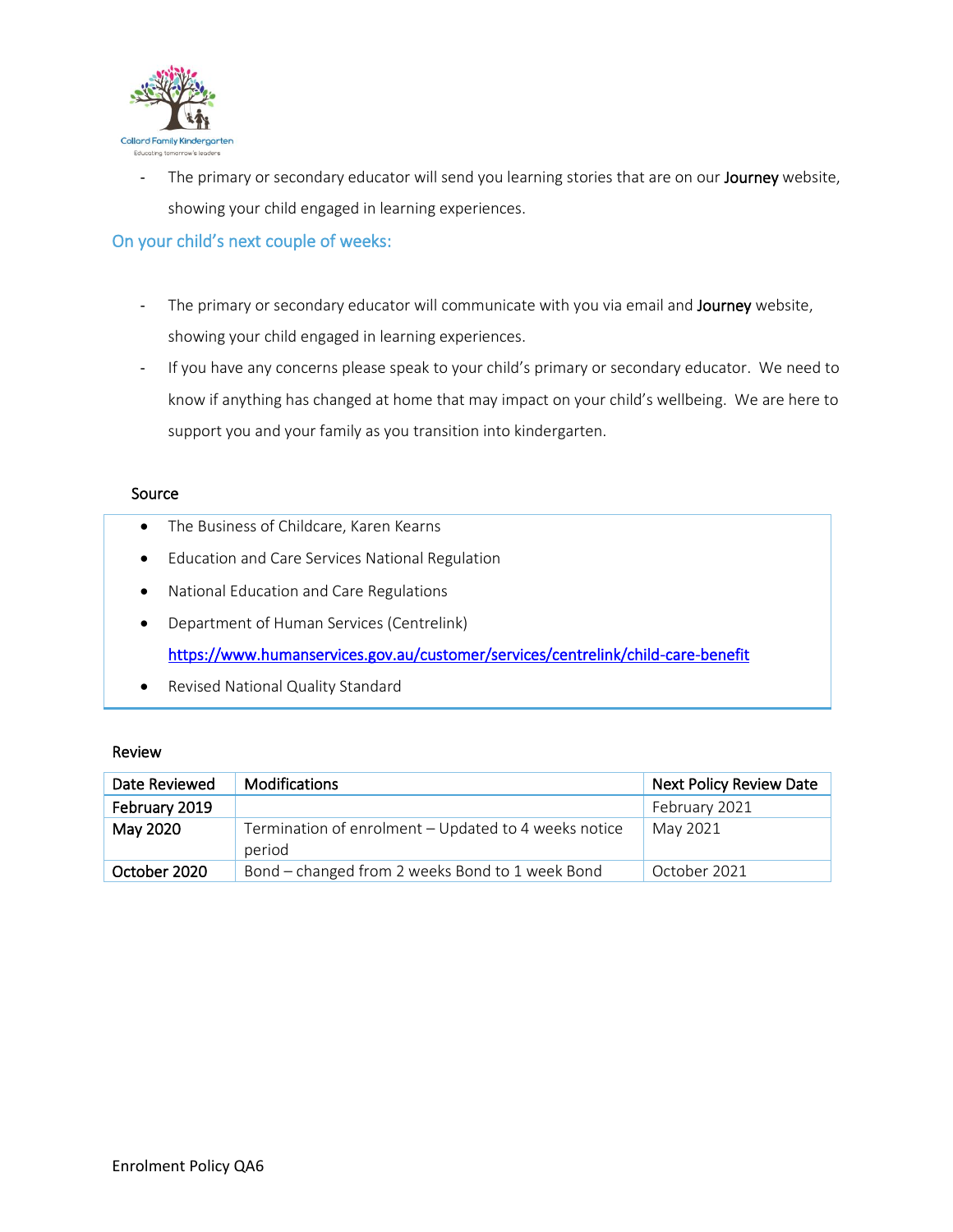- The primary or secondary educator will send you learning stories that are on our **Journey** website, showing your child engaged in learning experiences.

## On your child's next couple of weeks:

- The primary or secondary educator will communicate with you via email and **Journey** website, showing your child engaged in learning experiences.
- If you have any concerns please speak to your child's primary or secondary educator. We need to know if anything has changed at home that may impact on your child's wellbeing. We are here to support you and your family as you transition into kindergarten.

### Source

- The Business of Childcare, Karen Kearns
- Education and Care Services National Regulation
- National Education and Care Regulations
- Department of Human Services (Centrelink) https://www.humanservices.gov.au/customer/services/centrelink/child-care-benefit
- Revised National Quality Standard

### Review

| Date Reviewed | Modifications | Next Policy Review Date |
|---|---|---|
| February 2019 | | February 2021 |
| May 2020 | Termination of enrolment – Updated to 4 weeks notice period | May 2021 |
| October 2020 | Bond – changed from 2 weeks Bond to 1 week Bond | October 2021 |